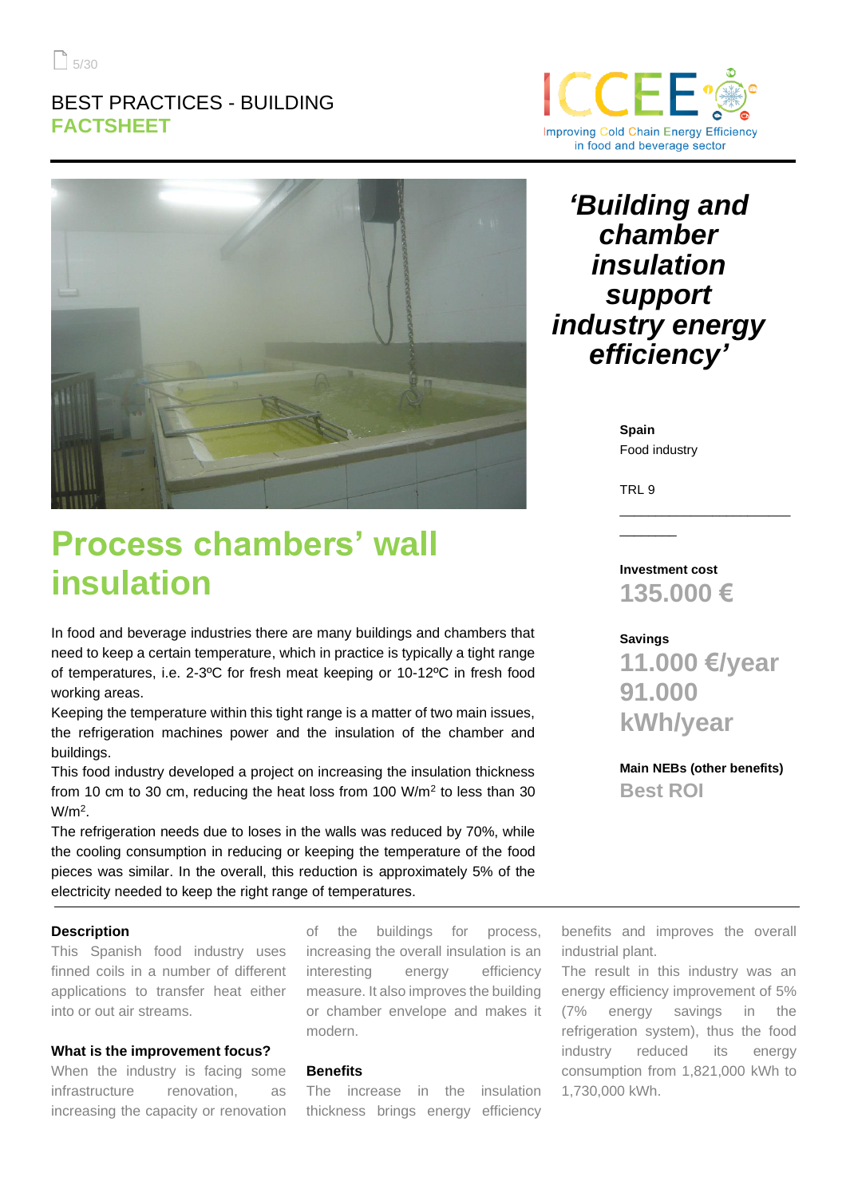BEST PRACTICES - BUILDING
**FACTSHEET**

ICCEE
Improving Cold Chain Energy Efficiency in food and beverage sector

## *'Building and chamber insulation support industry energy efficiency'*

**Spain**
Food industry

TRL 9

# Process chambers' wall insulation

In food and beverage industries there are many buildings and chambers that need to keep a certain temperature, which in practice is typically a tight range of temperatures, i.e. 2-3ºC for fresh meat keeping or 10-12ºC in fresh food working areas.

Keeping the temperature within this tight range is a matter of two main issues, the refrigeration machines power and the insulation of the chamber and buildings.

This food industry developed a project on increasing the insulation thickness from 10 cm to 30 cm, reducing the heat loss from 100 W/m$^2$ to less than 30 W/m$^2$.

The refrigeration needs due to loses in the walls was reduced by 70%, while the cooling consumption in reducing or keeping the temperature of the food pieces was similar. In the overall, this reduction is approximately 5% of the electricity needed to keep the right range of temperatures.

**Investment cost**
**135.000 €**

**Savings**
**11.000 €/year**
**91.000 kWh/year**

**Main NEBs (other benefits)**
**Best ROI**

### Description

This Spanish food industry uses finned coils in a number of different applications to transfer heat either into or out air streams.

### What is the improvement focus?

When the industry is facing some infrastructure renovation, as increasing the capacity or renovation of the buildings for process, increasing the overall insulation is an interesting energy efficiency measure. It also improves the building or chamber envelope and makes it modern.

### Benefits

The increase in the insulation thickness brings energy efficiency benefits and improves the overall industrial plant.

The result in this industry was an energy efficiency improvement of 5% (7% energy savings in the refrigeration system), thus the food industry reduced its energy consumption from 1,821,000 kWh to 1,730,000 kWh.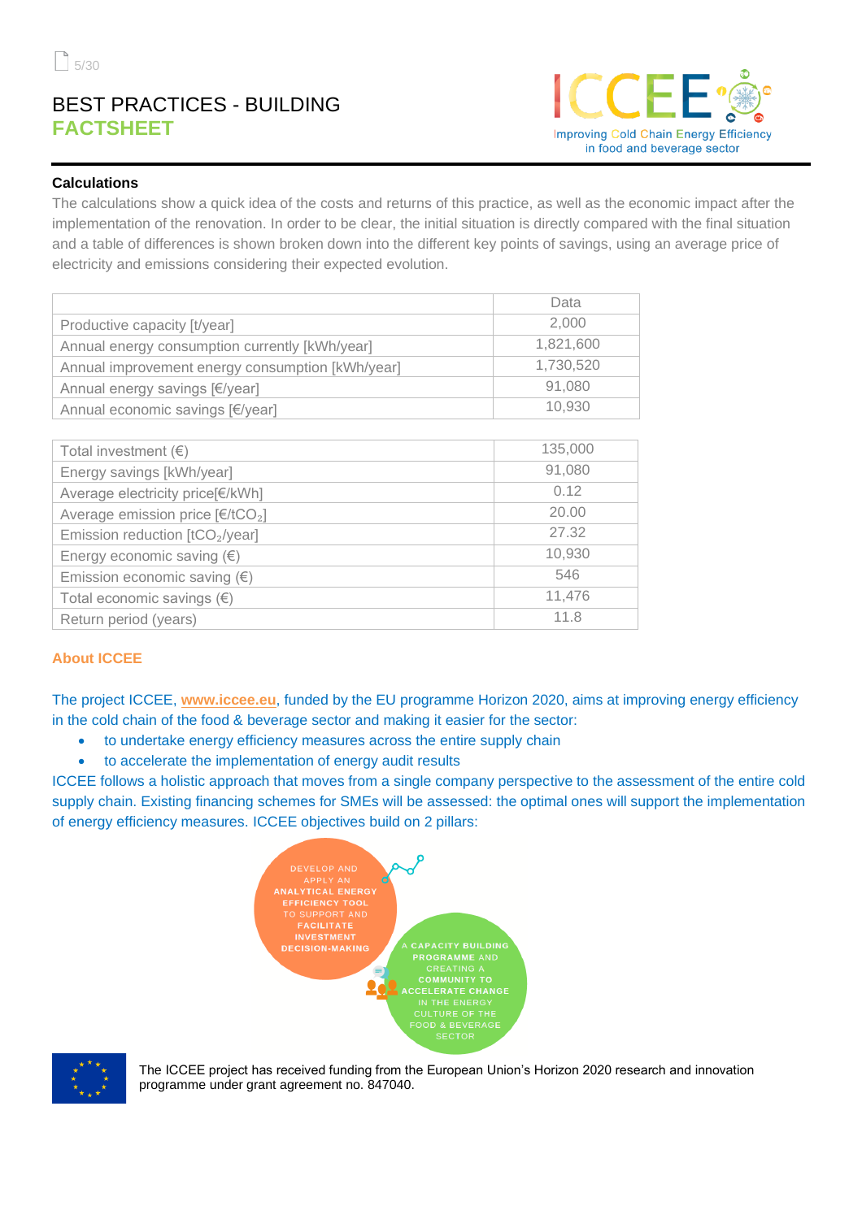# BEST PRACTICES - BUILDING
## FACTSHEET

### Calculations

The calculations show a quick idea of the costs and returns of this practice, as well as the economic impact after the implementation of the renovation. In order to be clear, the initial situation is directly compared with the final situation and a table of differences is shown broken down into the different key points of savings, using an average price of electricity and emissions considering their expected evolution.

| | Data |
|---|---|
| Productive capacity [t/year] | 2,000 |
| Annual energy consumption currently [kWh/year] | 1,821,600 |
| Annual improvement energy consumption [kWh/year] | 1,730,520 |
| Annual energy savings [€/year] | 91,080 |
| Annual economic savings [€/year] | 10,930 |

| | |
|---|---|
| Total investment (€) | 135,000 |
| Energy savings [kWh/year] | 91,080 |
| Average electricity price[€/kWh] | 0.12 |
| Average emission price [€/t$CO_2$] | 20.00 |
| Emission reduction [t$CO_2$/year] | 27.32 |
| Energy economic saving (€) | 10,930 |
| Emission economic saving (€) | 546 |
| Total economic savings (€) | 11,476 |
| Return period (years) | 11.8 |

### About ICCEE

The project ICCEE, **www.iccee.eu**, funded by the EU programme Horizon 2020, aims at improving energy efficiency in the cold chain of the food & beverage sector and making it easier for the sector:

- to undertake energy efficiency measures across the entire supply chain
- to accelerate the implementation of energy audit results

ICCEE follows a holistic approach that moves from a single company perspective to the assessment of the entire cold supply chain. Existing financing schemes for SMEs will be assessed: the optimal ones will support the implementation of energy efficiency measures. ICCEE objectives build on 2 pillars:

DEVELOP AND APPLY AN ANALYTICAL ENERGY EFFICIENCY TOOL TO SUPPORT AND FACILITATE INVESTMENT DECISION-MAKING

A CAPACITY BUILDING PROGRAMME AND CREATING A COMMUNITY TO ACCELERATE CHANGE IN THE ENERGY CULTURE OF THE FOOD & BEVERAGE SECTOR

The ICCEE project has received funding from the European Union's Horizon 2020 research and innovation programme under grant agreement no. 847040.